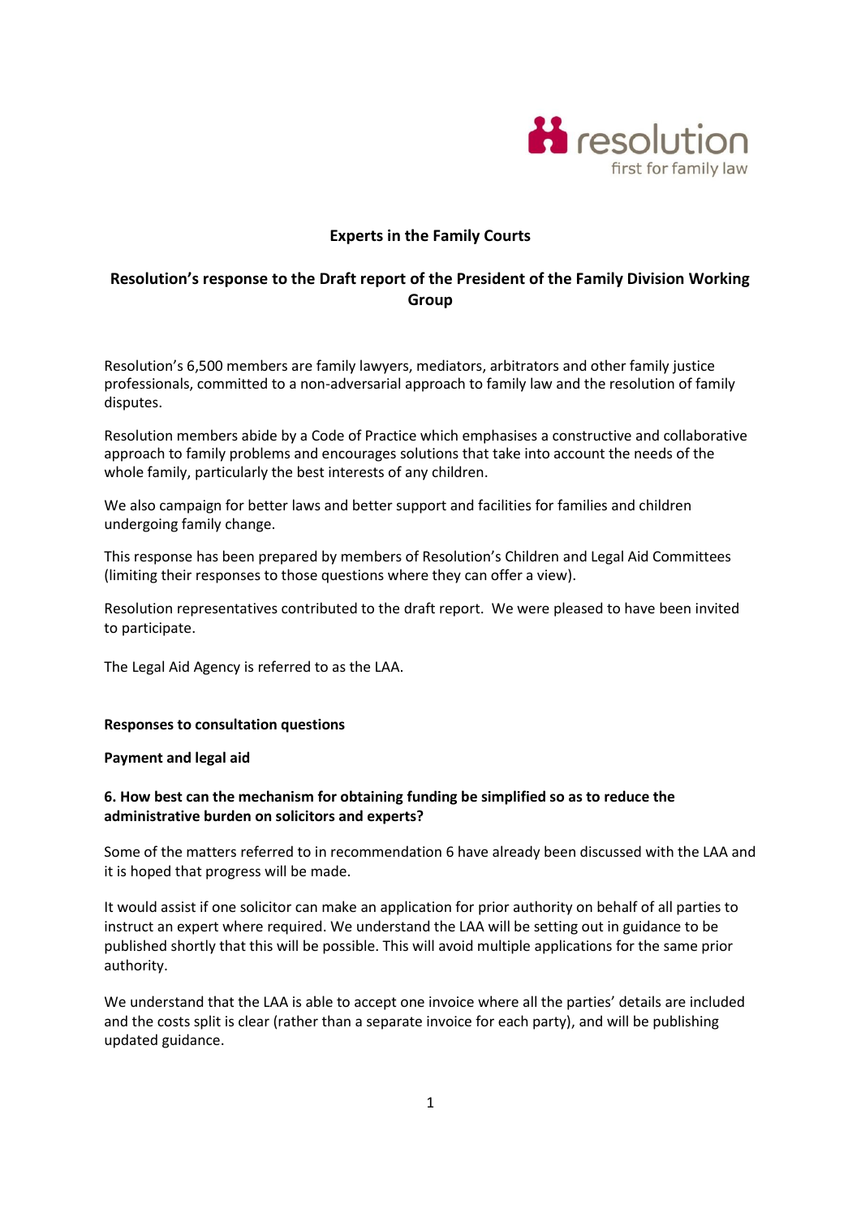# Experts in the Family Courts

## Resolution's response to the Draft report of the President of the Family Division Working Group

Resolution's 6,500 members are family lawyers, mediators, arbitrators and other family justice professionals, committed to a non-adversarial approach to family law and the resolution of family disputes.

Resolution members abide by a Code of Practice which emphasises a constructive and collaborative approach to family problems and encourages solutions that take into account the needs of the whole family, particularly the best interests of any children.

We also campaign for better laws and better support and facilities for families and children undergoing family change.

This response has been prepared by members of Resolution's Children and Legal Aid Committees (limiting their responses to those questions where they can offer a view).

Resolution representatives contributed to the draft report. We were pleased to have been invited to participate.

The Legal Aid Agency is referred to as the LAA.

**Responses to consultation questions**

**Payment and legal aid**

**6. How best can the mechanism for obtaining funding be simplified so as to reduce the administrative burden on solicitors and experts?**

Some of the matters referred to in recommendation 6 have already been discussed with the LAA and it is hoped that progress will be made.

It would assist if one solicitor can make an application for prior authority on behalf of all parties to instruct an expert where required. We understand the LAA will be setting out in guidance to be published shortly that this will be possible. This will avoid multiple applications for the same prior authority.

We understand that the LAA is able to accept one invoice where all the parties' details are included and the costs split is clear (rather than a separate invoice for each party), and will be publishing updated guidance.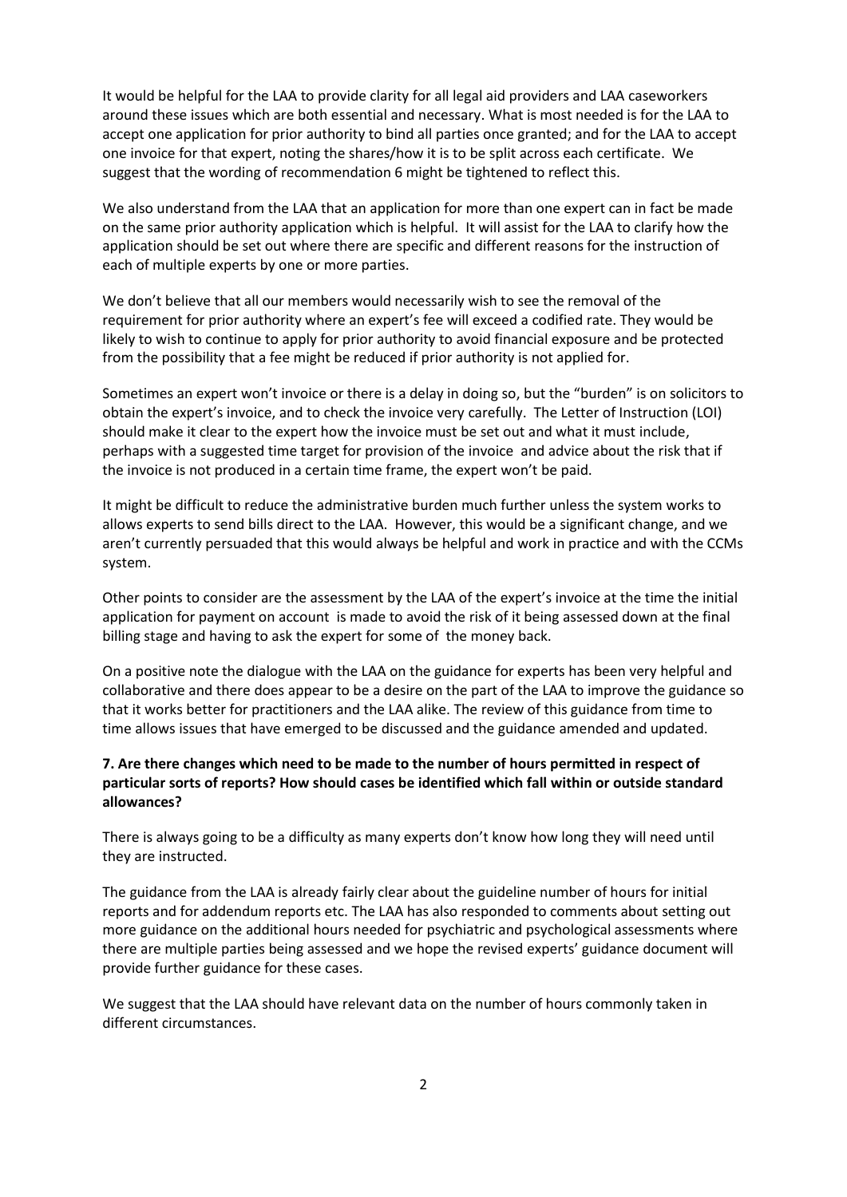It would be helpful for the LAA to provide clarity for all legal aid providers and LAA caseworkers around these issues which are both essential and necessary. What is most needed is for the LAA to accept one application for prior authority to bind all parties once granted; and for the LAA to accept one invoice for that expert, noting the shares/how it is to be split across each certificate. We suggest that the wording of recommendation 6 might be tightened to reflect this.

We also understand from the LAA that an application for more than one expert can in fact be made on the same prior authority application which is helpful. It will assist for the LAA to clarify how the application should be set out where there are specific and different reasons for the instruction of each of multiple experts by one or more parties.

We don't believe that all our members would necessarily wish to see the removal of the requirement for prior authority where an expert's fee will exceed a codified rate. They would be likely to wish to continue to apply for prior authority to avoid financial exposure and be protected from the possibility that a fee might be reduced if prior authority is not applied for.

Sometimes an expert won't invoice or there is a delay in doing so, but the "burden" is on solicitors to obtain the expert's invoice, and to check the invoice very carefully. The Letter of Instruction (LOI) should make it clear to the expert how the invoice must be set out and what it must include, perhaps with a suggested time target for provision of the invoice and advice about the risk that if the invoice is not produced in a certain time frame, the expert won't be paid.

It might be difficult to reduce the administrative burden much further unless the system works to allows experts to send bills direct to the LAA. However, this would be a significant change, and we aren't currently persuaded that this would always be helpful and work in practice and with the CCMs system.

Other points to consider are the assessment by the LAA of the expert's invoice at the time the initial application for payment on account is made to avoid the risk of it being assessed down at the final billing stage and having to ask the expert for some of the money back.

On a positive note the dialogue with the LAA on the guidance for experts has been very helpful and collaborative and there does appear to be a desire on the part of the LAA to improve the guidance so that it works better for practitioners and the LAA alike. The review of this guidance from time to time allows issues that have emerged to be discussed and the guidance amended and updated.

**7. Are there changes which need to be made to the number of hours permitted in respect of particular sorts of reports? How should cases be identified which fall within or outside standard allowances?**

There is always going to be a difficulty as many experts don't know how long they will need until they are instructed.

The guidance from the LAA is already fairly clear about the guideline number of hours for initial reports and for addendum reports etc. The LAA has also responded to comments about setting out more guidance on the additional hours needed for psychiatric and psychological assessments where there are multiple parties being assessed and we hope the revised experts' guidance document will provide further guidance for these cases.

We suggest that the LAA should have relevant data on the number of hours commonly taken in different circumstances.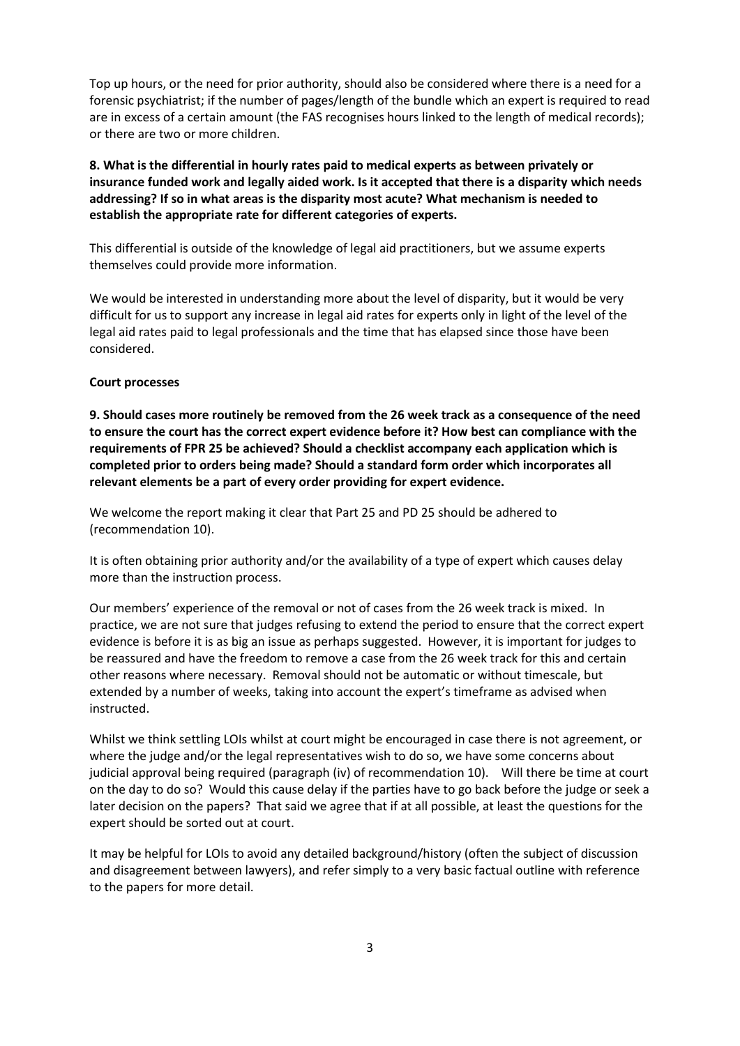Top up hours, or the need for prior authority, should also be considered where there is a need for a forensic psychiatrist; if the number of pages/length of the bundle which an expert is required to read are in excess of a certain amount (the FAS recognises hours linked to the length of medical records); or there are two or more children.

**8. What is the differential in hourly rates paid to medical experts as between privately or insurance funded work and legally aided work. Is it accepted that there is a disparity which needs addressing? If so in what areas is the disparity most acute? What mechanism is needed to establish the appropriate rate for different categories of experts.**

This differential is outside of the knowledge of legal aid practitioners, but we assume experts themselves could provide more information.

We would be interested in understanding more about the level of disparity, but it would be very difficult for us to support any increase in legal aid rates for experts only in light of the level of the legal aid rates paid to legal professionals and the time that has elapsed since those have been considered.

**Court processes**

**9. Should cases more routinely be removed from the 26 week track as a consequence of the need to ensure the court has the correct expert evidence before it? How best can compliance with the requirements of FPR 25 be achieved? Should a checklist accompany each application which is completed prior to orders being made? Should a standard form order which incorporates all relevant elements be a part of every order providing for expert evidence.**

We welcome the report making it clear that Part 25 and PD 25 should be adhered to (recommendation 10).

It is often obtaining prior authority and/or the availability of a type of expert which causes delay more than the instruction process.

Our members' experience of the removal or not of cases from the 26 week track is mixed. In practice, we are not sure that judges refusing to extend the period to ensure that the correct expert evidence is before it is as big an issue as perhaps suggested. However, it is important for judges to be reassured and have the freedom to remove a case from the 26 week track for this and certain other reasons where necessary. Removal should not be automatic or without timescale, but extended by a number of weeks, taking into account the expert's timeframe as advised when instructed.

Whilst we think settling LOIs whilst at court might be encouraged in case there is not agreement, or where the judge and/or the legal representatives wish to do so, we have some concerns about judicial approval being required (paragraph (iv) of recommendation 10). Will there be time at court on the day to do so? Would this cause delay if the parties have to go back before the judge or seek a later decision on the papers? That said we agree that if at all possible, at least the questions for the expert should be sorted out at court.

It may be helpful for LOIs to avoid any detailed background/history (often the subject of discussion and disagreement between lawyers), and refer simply to a very basic factual outline with reference to the papers for more detail.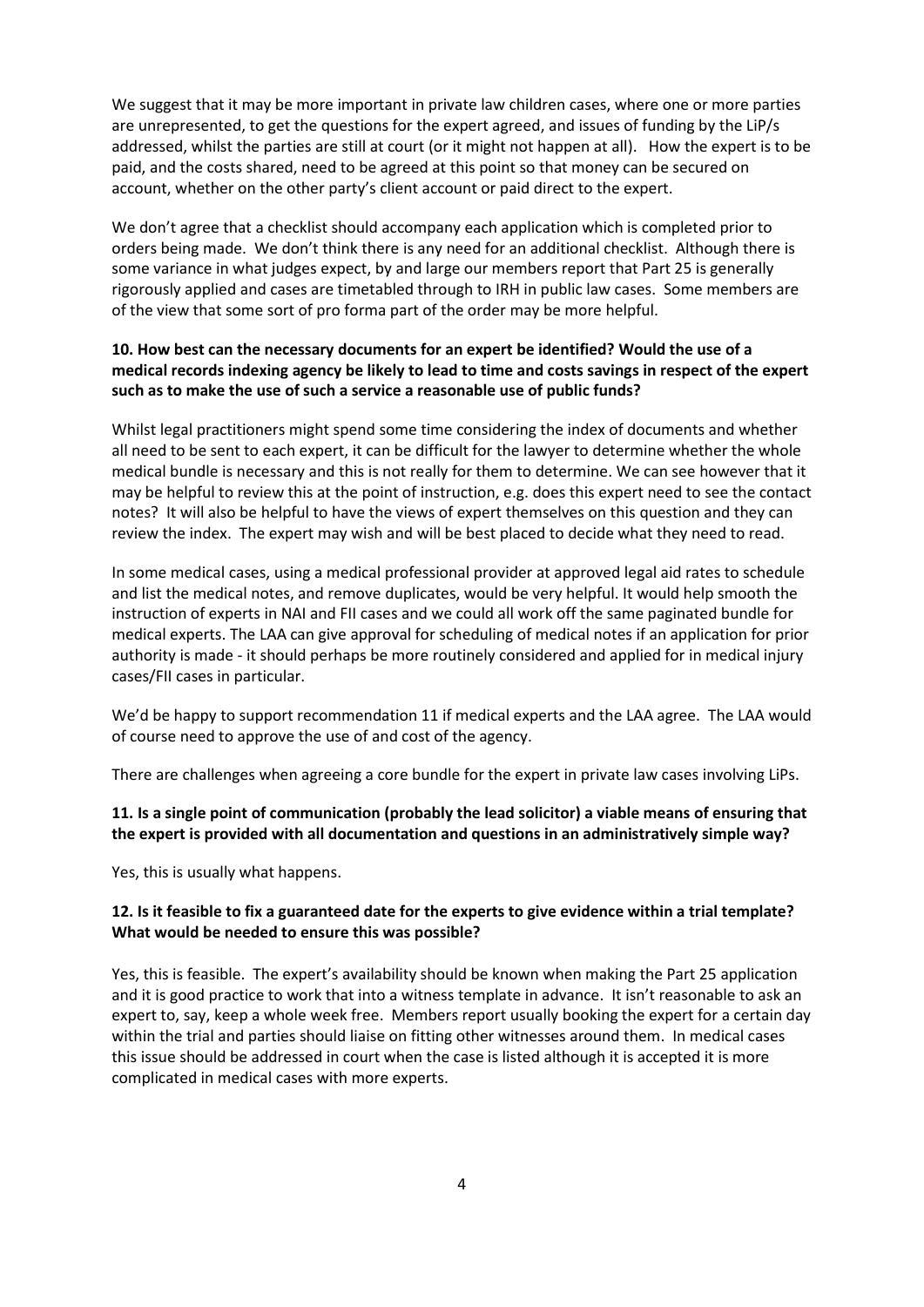We suggest that it may be more important in private law children cases, where one or more parties are unrepresented, to get the questions for the expert agreed, and issues of funding by the LiP/s addressed, whilst the parties are still at court (or it might not happen at all). How the expert is to be paid, and the costs shared, need to be agreed at this point so that money can be secured on account, whether on the other party's client account or paid direct to the expert.

We don't agree that a checklist should accompany each application which is completed prior to orders being made. We don't think there is any need for an additional checklist. Although there is some variance in what judges expect, by and large our members report that Part 25 is generally rigorously applied and cases are timetabled through to IRH in public law cases. Some members are of the view that some sort of pro forma part of the order may be more helpful.

**10. How best can the necessary documents for an expert be identified? Would the use of a medical records indexing agency be likely to lead to time and costs savings in respect of the expert such as to make the use of such a service a reasonable use of public funds?**

Whilst legal practitioners might spend some time considering the index of documents and whether all need to be sent to each expert, it can be difficult for the lawyer to determine whether the whole medical bundle is necessary and this is not really for them to determine. We can see however that it may be helpful to review this at the point of instruction, e.g. does this expert need to see the contact notes? It will also be helpful to have the views of expert themselves on this question and they can review the index. The expert may wish and will be best placed to decide what they need to read.

In some medical cases, using a medical professional provider at approved legal aid rates to schedule and list the medical notes, and remove duplicates, would be very helpful. It would help smooth the instruction of experts in NAI and FII cases and we could all work off the same paginated bundle for medical experts. The LAA can give approval for scheduling of medical notes if an application for prior authority is made - it should perhaps be more routinely considered and applied for in medical injury cases/FII cases in particular.

We'd be happy to support recommendation 11 if medical experts and the LAA agree. The LAA would of course need to approve the use of and cost of the agency.

There are challenges when agreeing a core bundle for the expert in private law cases involving LiPs.

**11. Is a single point of communication (probably the lead solicitor) a viable means of ensuring that the expert is provided with all documentation and questions in an administratively simple way?**

Yes, this is usually what happens.

**12. Is it feasible to fix a guaranteed date for the experts to give evidence within a trial template? What would be needed to ensure this was possible?**

Yes, this is feasible. The expert's availability should be known when making the Part 25 application and it is good practice to work that into a witness template in advance. It isn't reasonable to ask an expert to, say, keep a whole week free. Members report usually booking the expert for a certain day within the trial and parties should liaise on fitting other witnesses around them. In medical cases this issue should be addressed in court when the case is listed although it is accepted it is more complicated in medical cases with more experts.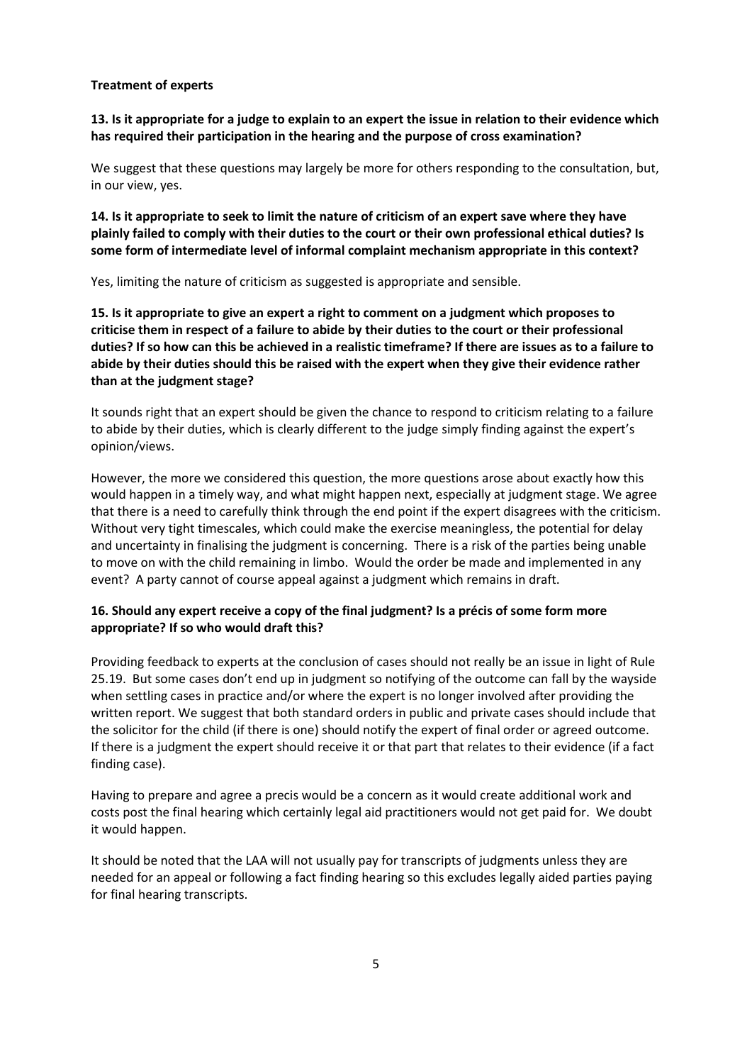**Treatment of experts**

**13. Is it appropriate for a judge to explain to an expert the issue in relation to their evidence which has required their participation in the hearing and the purpose of cross examination?**

We suggest that these questions may largely be more for others responding to the consultation, but, in our view, yes.

**14. Is it appropriate to seek to limit the nature of criticism of an expert save where they have plainly failed to comply with their duties to the court or their own professional ethical duties? Is some form of intermediate level of informal complaint mechanism appropriate in this context?**

Yes, limiting the nature of criticism as suggested is appropriate and sensible.

**15. Is it appropriate to give an expert a right to comment on a judgment which proposes to criticise them in respect of a failure to abide by their duties to the court or their professional duties? If so how can this be achieved in a realistic timeframe? If there are issues as to a failure to abide by their duties should this be raised with the expert when they give their evidence rather than at the judgment stage?**

It sounds right that an expert should be given the chance to respond to criticism relating to a failure to abide by their duties, which is clearly different to the judge simply finding against the expert's opinion/views.

However, the more we considered this question, the more questions arose about exactly how this would happen in a timely way, and what might happen next, especially at judgment stage. We agree that there is a need to carefully think through the end point if the expert disagrees with the criticism. Without very tight timescales, which could make the exercise meaningless, the potential for delay and uncertainty in finalising the judgment is concerning. There is a risk of the parties being unable to move on with the child remaining in limbo. Would the order be made and implemented in any event? A party cannot of course appeal against a judgment which remains in draft.

**16. Should any expert receive a copy of the final judgment? Is a précis of some form more appropriate? If so who would draft this?**

Providing feedback to experts at the conclusion of cases should not really be an issue in light of Rule 25.19. But some cases don't end up in judgment so notifying of the outcome can fall by the wayside when settling cases in practice and/or where the expert is no longer involved after providing the written report. We suggest that both standard orders in public and private cases should include that the solicitor for the child (if there is one) should notify the expert of final order or agreed outcome. If there is a judgment the expert should receive it or that part that relates to their evidence (if a fact finding case).

Having to prepare and agree a precis would be a concern as it would create additional work and costs post the final hearing which certainly legal aid practitioners would not get paid for. We doubt it would happen.

It should be noted that the LAA will not usually pay for transcripts of judgments unless they are needed for an appeal or following a fact finding hearing so this excludes legally aided parties paying for final hearing transcripts.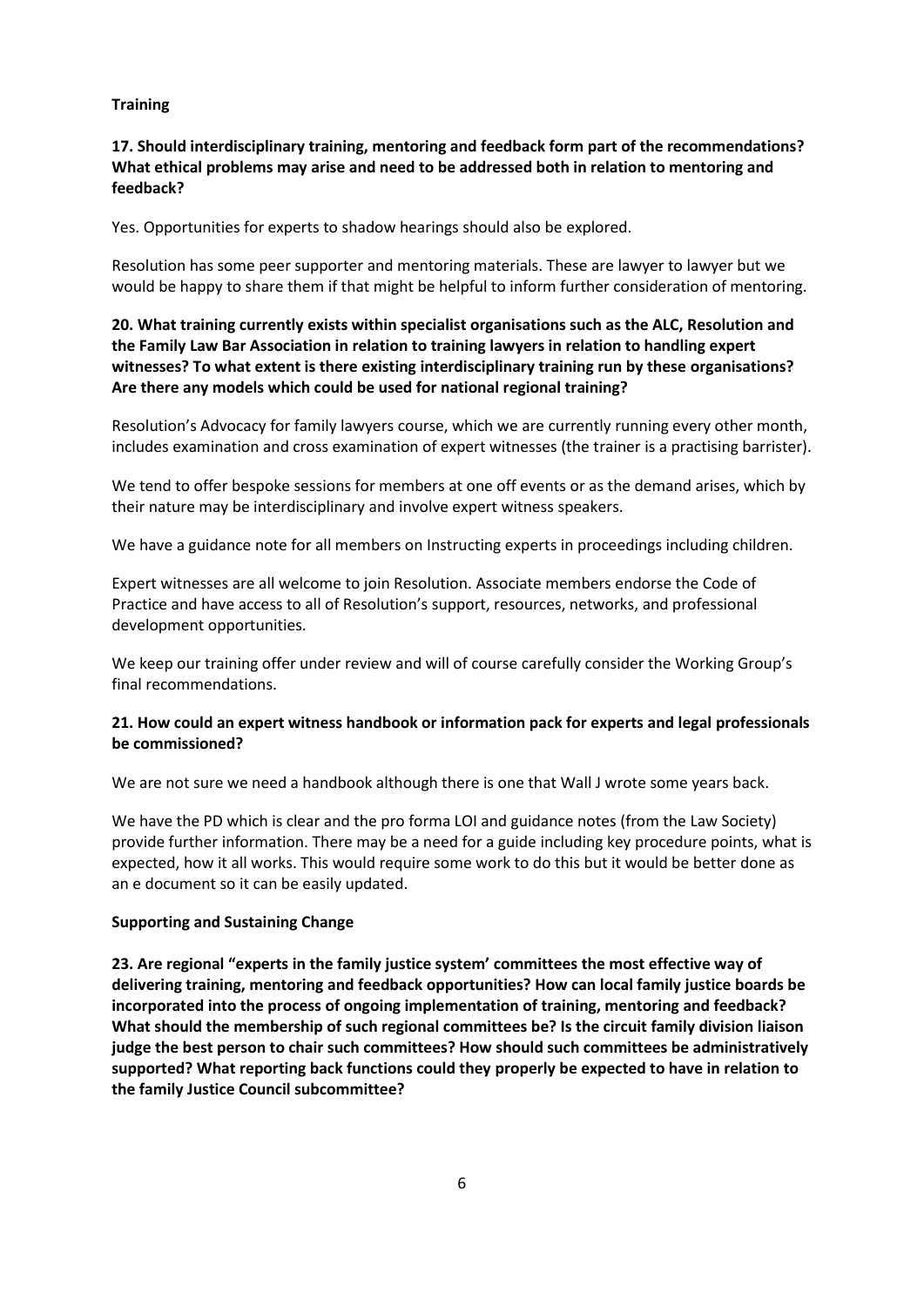**Training**

**17. Should interdisciplinary training, mentoring and feedback form part of the recommendations? What ethical problems may arise and need to be addressed both in relation to mentoring and feedback?**

Yes. Opportunities for experts to shadow hearings should also be explored.

Resolution has some peer supporter and mentoring materials. These are lawyer to lawyer but we would be happy to share them if that might be helpful to inform further consideration of mentoring.

**20. What training currently exists within specialist organisations such as the ALC, Resolution and the Family Law Bar Association in relation to training lawyers in relation to handling expert witnesses? To what extent is there existing interdisciplinary training run by these organisations? Are there any models which could be used for national regional training?**

Resolution's Advocacy for family lawyers course, which we are currently running every other month, includes examination and cross examination of expert witnesses (the trainer is a practising barrister).

We tend to offer bespoke sessions for members at one off events or as the demand arises, which by their nature may be interdisciplinary and involve expert witness speakers.

We have a guidance note for all members on Instructing experts in proceedings including children.

Expert witnesses are all welcome to join Resolution. Associate members endorse the Code of Practice and have access to all of Resolution's support, resources, networks, and professional development opportunities.

We keep our training offer under review and will of course carefully consider the Working Group's final recommendations.

**21. How could an expert witness handbook or information pack for experts and legal professionals be commissioned?**

We are not sure we need a handbook although there is one that Wall J wrote some years back.

We have the PD which is clear and the pro forma LOI and guidance notes (from the Law Society) provide further information. There may be a need for a guide including key procedure points, what is expected, how it all works. This would require some work to do this but it would be better done as an e document so it can be easily updated.

**Supporting and Sustaining Change**

**23. Are regional "experts in the family justice system' committees the most effective way of delivering training, mentoring and feedback opportunities? How can local family justice boards be incorporated into the process of ongoing implementation of training, mentoring and feedback? What should the membership of such regional committees be? Is the circuit family division liaison judge the best person to chair such committees? How should such committees be administratively supported? What reporting back functions could they properly be expected to have in relation to the family Justice Council subcommittee?**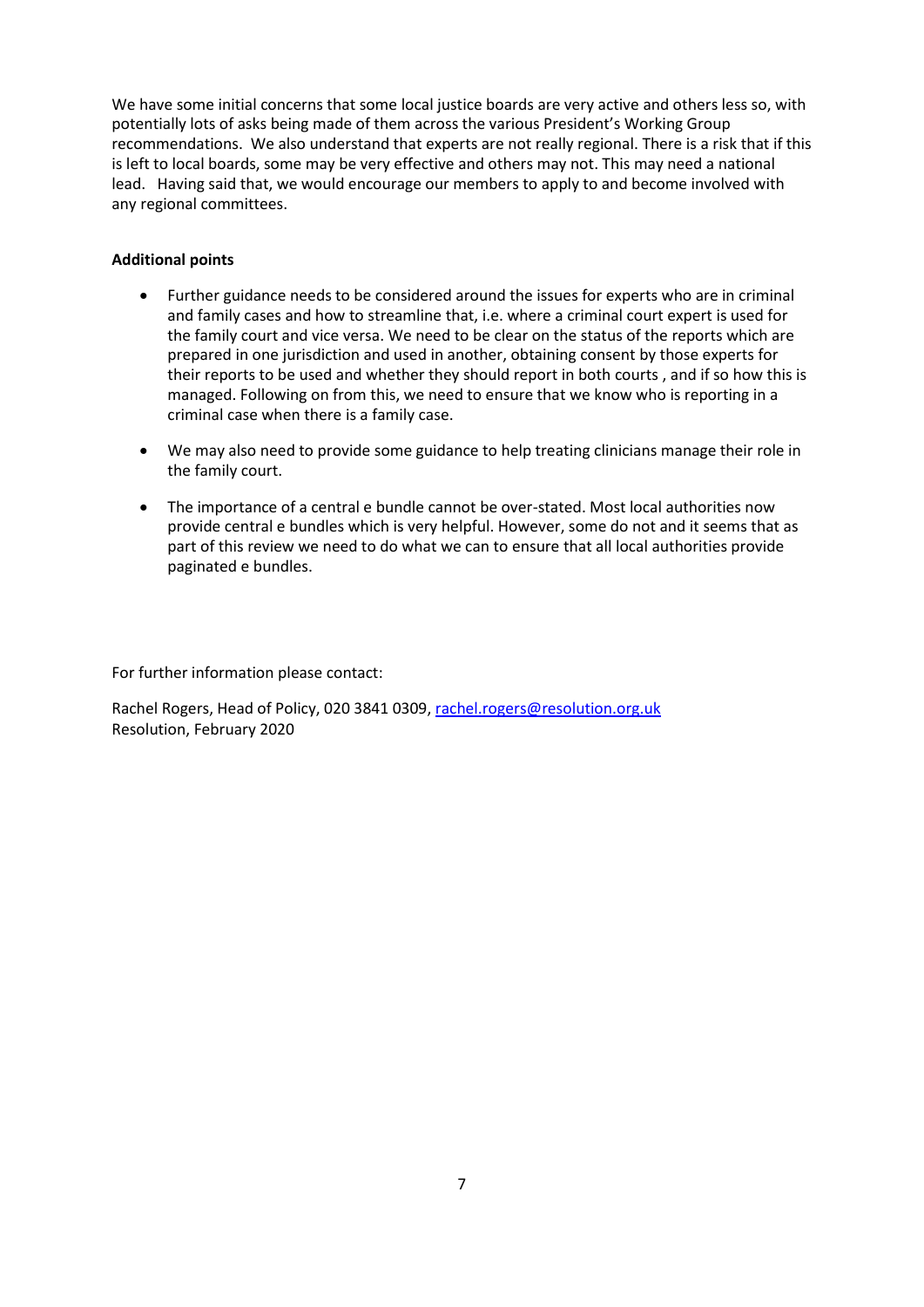We have some initial concerns that some local justice boards are very active and others less so, with potentially lots of asks being made of them across the various President's Working Group recommendations. We also understand that experts are not really regional. There is a risk that if this is left to local boards, some may be very effective and others may not. This may need a national lead. Having said that, we would encourage our members to apply to and become involved with any regional committees.

**Additional points**

- Further guidance needs to be considered around the issues for experts who are in criminal and family cases and how to streamline that, i.e. where a criminal court expert is used for the family court and vice versa. We need to be clear on the status of the reports which are prepared in one jurisdiction and used in another, obtaining consent by those experts for their reports to be used and whether they should report in both courts , and if so how this is managed. Following on from this, we need to ensure that we know who is reporting in a criminal case when there is a family case.

- We may also need to provide some guidance to help treating clinicians manage their role in the family court.

- The importance of a central e bundle cannot be over-stated. Most local authorities now provide central e bundles which is very helpful. However, some do not and it seems that as part of this review we need to do what we can to ensure that all local authorities provide paginated e bundles.

For further information please contact:

Rachel Rogers, Head of Policy, 020 3841 0309, rachel.rogers@resolution.org.uk
Resolution, February 2020